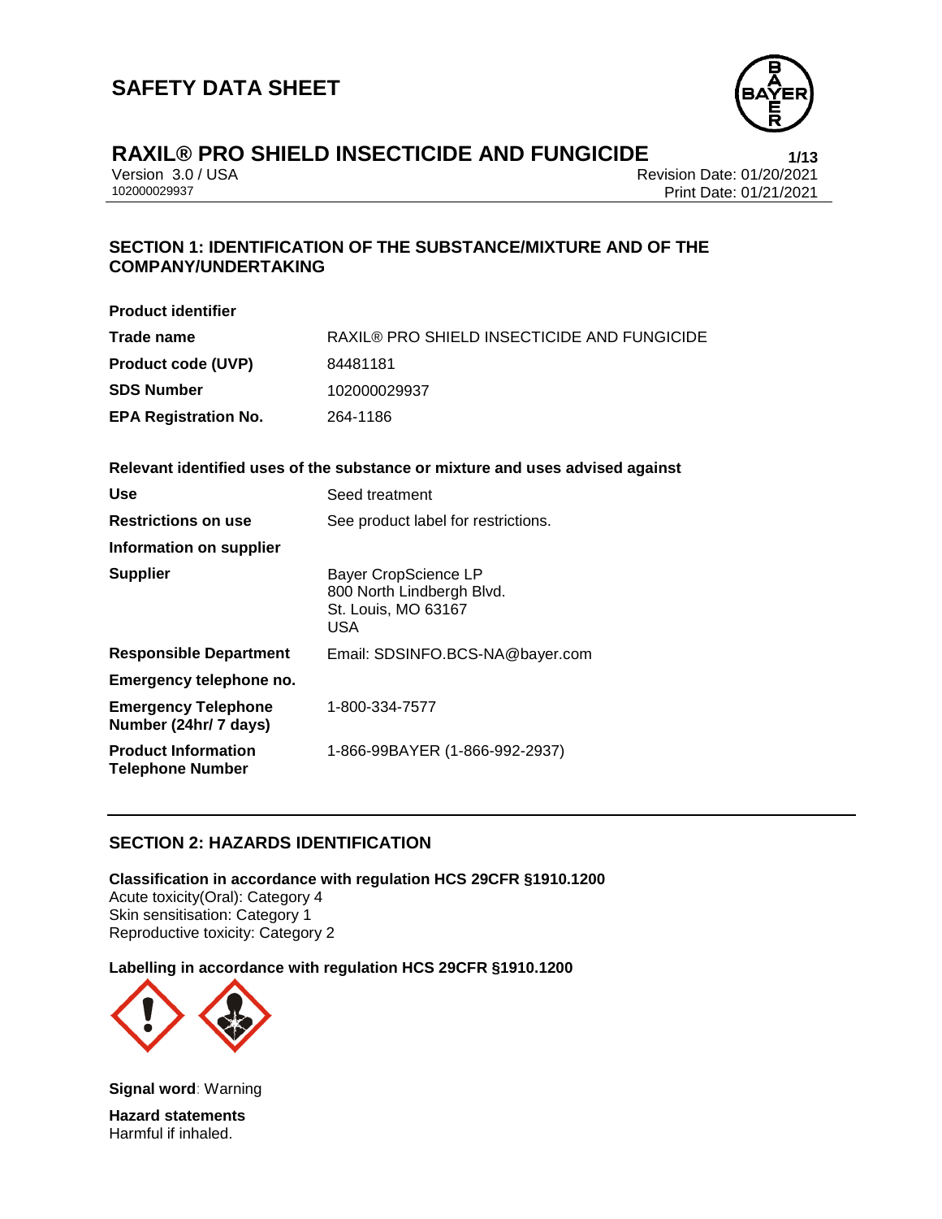# SAFETY DATA SHEET

## RAXIL® PRO SHIELD INSECTICIDE AND FUNGICIDE

Version 3.0 / USA
102000029937

Revision Date: 01/20/2021
Print Date: 01/21/2021

## SECTION 1: IDENTIFICATION OF THE SUBSTANCE/MIXTURE AND OF THE COMPANY/UNDERTAKING

**Product identifier**

| | |
|---|---|
| **Trade name** | RAXIL® PRO SHIELD INSECTICIDE AND FUNGICIDE |
| **Product code (UVP)** | 84481181 |
| **SDS Number** | 102000029937 |
| **EPA Registration No.** | 264-1186 |

**Relevant identified uses of the substance or mixture and uses advised against**

| | |
|---|---|
| **Use** | Seed treatment |
| **Restrictions on use** | See product label for restrictions. |
| **Information on supplier** | |
| **Supplier** | Bayer CropScience LP<br>800 North Lindbergh Blvd.<br>St. Louis, MO 63167<br>USA |
| **Responsible Department** | Email: SDSINFO.BCS-NA@bayer.com |
| **Emergency telephone no.** | |
| **Emergency Telephone Number (24hr/ 7 days)** | 1-800-334-7577 |
| **Product Information Telephone Number** | 1-866-99BAYER (1-866-992-2937) |

## SECTION 2: HAZARDS IDENTIFICATION

**Classification in accordance with regulation HCS 29CFR §1910.1200**
Acute toxicity(Oral): Category 4
Skin sensitisation: Category 1
Reproductive toxicity: Category 2

**Labelling in accordance with regulation HCS 29CFR §1910.1200**

**Signal word**: Warning

**Hazard statements**
Harmful if inhaled.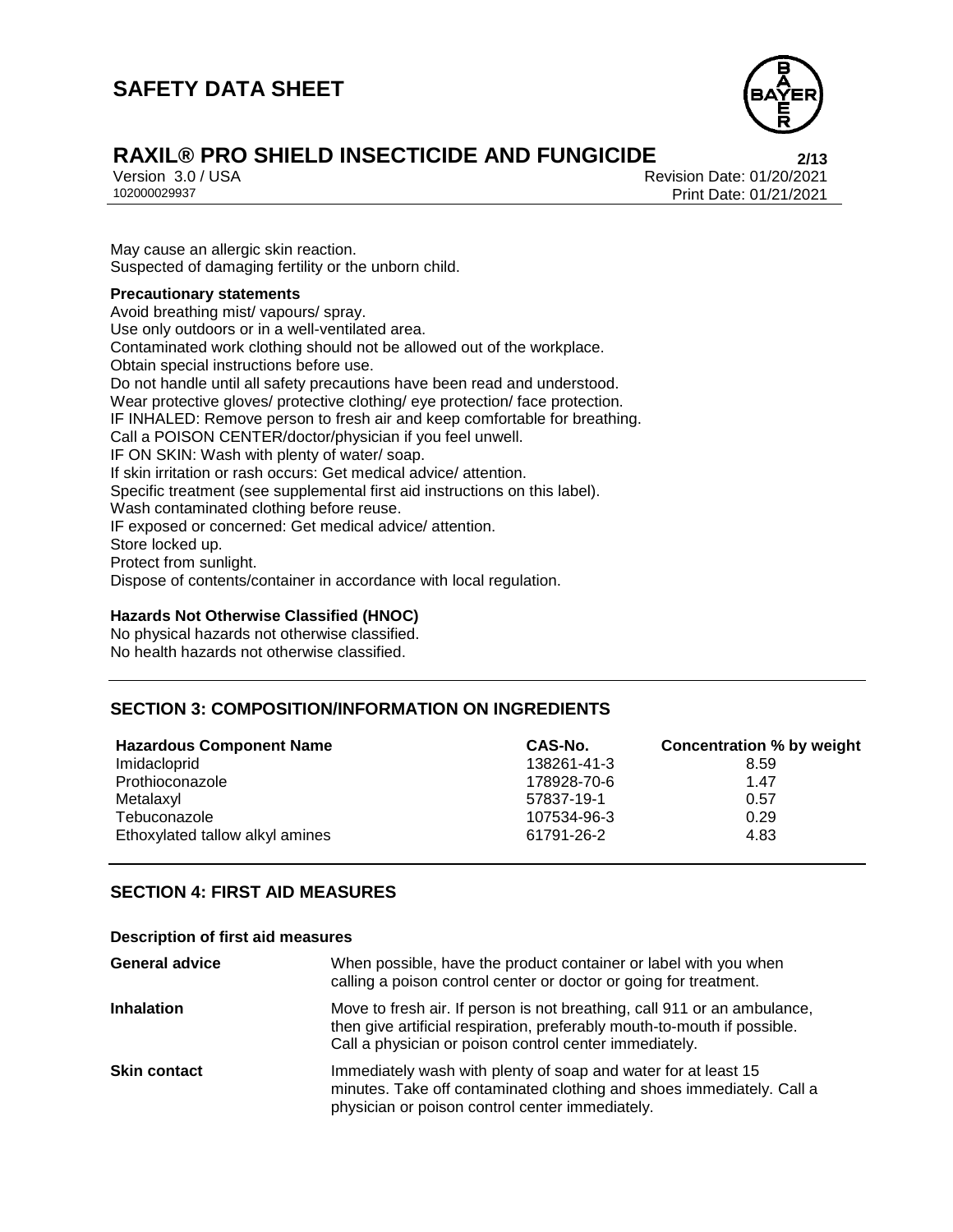May cause an allergic skin reaction.
Suspected of damaging fertility or the unborn child.

**Precautionary statements**

Avoid breathing mist/ vapours/ spray.
Use only outdoors or in a well-ventilated area.
Contaminated work clothing should not be allowed out of the workplace.
Obtain special instructions before use.
Do not handle until all safety precautions have been read and understood.
Wear protective gloves/ protective clothing/ eye protection/ face protection.
IF INHALED: Remove person to fresh air and keep comfortable for breathing.
Call a POISON CENTER/doctor/physician if you feel unwell.
IF ON SKIN: Wash with plenty of water/ soap.
If skin irritation or rash occurs: Get medical advice/ attention.
Specific treatment (see supplemental first aid instructions on this label).
Wash contaminated clothing before reuse.
IF exposed or concerned: Get medical advice/ attention.
Store locked up.
Protect from sunlight.
Dispose of contents/container in accordance with local regulation.

**Hazards Not Otherwise Classified (HNOC)**

No physical hazards not otherwise classified.
No health hazards not otherwise classified.

## SECTION 3: COMPOSITION/INFORMATION ON INGREDIENTS

| Hazardous Component Name | CAS-No. | Concentration % by weight |
|---|---|---|
| Imidacloprid | 138261-41-3 | 8.59 |
| Prothioconazole | 178928-70-6 | 1.47 |
| Metalaxyl | 57837-19-1 | 0.57 |
| Tebuconazole | 107534-96-3 | 0.29 |
| Ethoxylated tallow alkyl amines | 61791-26-2 | 4.83 |

## SECTION 4: FIRST AID MEASURES

**Description of first aid measures**

| | |
|---|---|
| **General advice** | When possible, have the product container or label with you when calling a poison control center or doctor or going for treatment. |
| **Inhalation** | Move to fresh air. If person is not breathing, call 911 or an ambulance, then give artificial respiration, preferably mouth-to-mouth if possible. Call a physician or poison control center immediately. |
| **Skin contact** | Immediately wash with plenty of soap and water for at least 15 minutes. Take off contaminated clothing and shoes immediately. Call a physician or poison control center immediately. |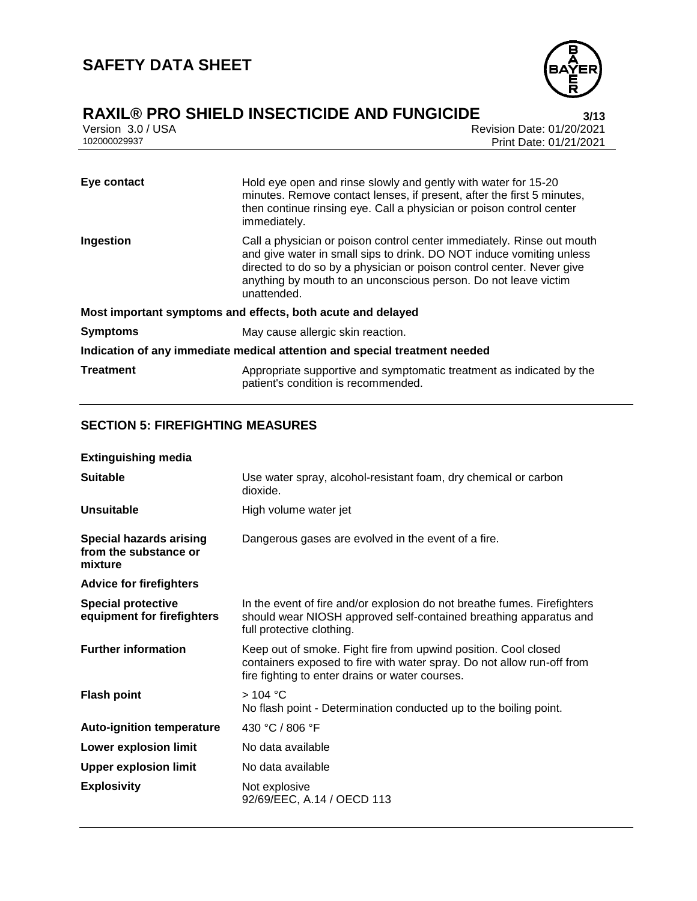| | |
|---|---|
| **Eye contact** | Hold eye open and rinse slowly and gently with water for 15-20 minutes. Remove contact lenses, if present, after the first 5 minutes, then continue rinsing eye. Call a physician or poison control center immediately. |
| **Ingestion** | Call a physician or poison control center immediately. Rinse out mouth and give water in small sips to drink. DO NOT induce vomiting unless directed to do so by a physician or poison control center. Never give anything by mouth to an unconscious person. Do not leave victim unattended. |

**Most important symptoms and effects, both acute and delayed**

| | |
|---|---|
| **Symptoms** | May cause allergic skin reaction. |

**Indication of any immediate medical attention and special treatment needed**

| | |
|---|---|
| **Treatment** | Appropriate supportive and symptomatic treatment as indicated by the patient's condition is recommended. |

## SECTION 5: FIREFIGHTING MEASURES

**Extinguishing media**

| | |
|---|---|
| **Suitable** | Use water spray, alcohol-resistant foam, dry chemical or carbon dioxide. |
| **Unsuitable** | High volume water jet |
| **Special hazards arising from the substance or mixture** | Dangerous gases are evolved in the event of a fire. |

**Advice for firefighters**

| | |
|---|---|
| **Special protective equipment for firefighters** | In the event of fire and/or explosion do not breathe fumes. Firefighters should wear NIOSH approved self-contained breathing apparatus and full protective clothing. |
| **Further information** | Keep out of smoke. Fight fire from upwind position. Cool closed containers exposed to fire with water spray. Do not allow run-off from fire fighting to enter drains or water courses. |
| **Flash point** | > 104 °C<br>No flash point - Determination conducted up to the boiling point. |
| **Auto-ignition temperature** | 430 °C / 806 °F |
| **Lower explosion limit** | No data available |
| **Upper explosion limit** | No data available |
| **Explosivity** | Not explosive<br>92/69/EEC, A.14 / OECD 113 |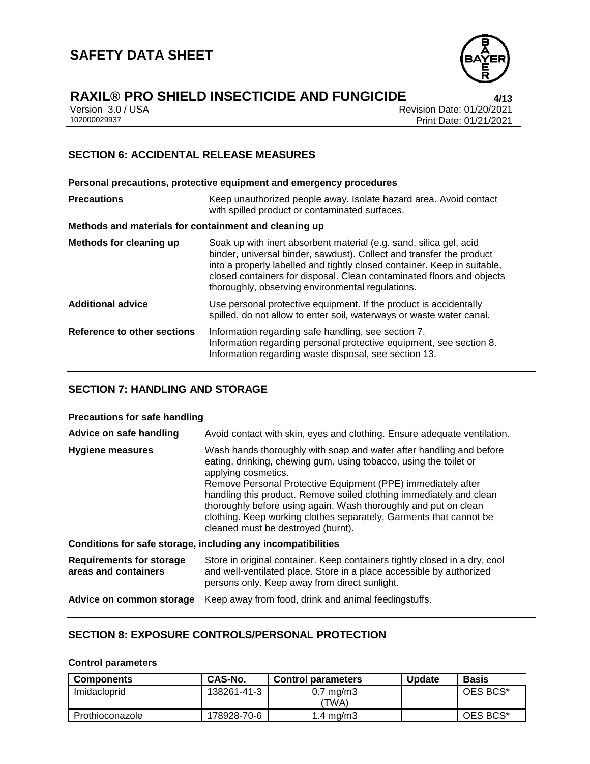## SECTION 6: ACCIDENTAL RELEASE MEASURES

**Personal precautions, protective equipment and emergency procedures**

**Precautions** — Keep unauthorized people away. Isolate hazard area. Avoid contact with spilled product or contaminated surfaces.

**Methods and materials for containment and cleaning up**

**Methods for cleaning up** — Soak up with inert absorbent material (e.g. sand, silica gel, acid binder, universal binder, sawdust). Collect and transfer the product into a properly labelled and tightly closed container. Keep in suitable, closed containers for disposal. Clean contaminated floors and objects thoroughly, observing environmental regulations.

**Additional advice** — Use personal protective equipment. If the product is accidentally spilled, do not allow to enter soil, waterways or waste water canal.

**Reference to other sections** — Information regarding safe handling, see section 7.
Information regarding personal protective equipment, see section 8.
Information regarding waste disposal, see section 13.

## SECTION 7: HANDLING AND STORAGE

**Precautions for safe handling**

**Advice on safe handling** — Avoid contact with skin, eyes and clothing. Ensure adequate ventilation.

**Hygiene measures** — Wash hands thoroughly with soap and water after handling and before eating, drinking, chewing gum, using tobacco, using the toilet or applying cosmetics.
Remove Personal Protective Equipment (PPE) immediately after handling this product. Remove soiled clothing immediately and clean thoroughly before using again. Wash thoroughly and put on clean clothing. Keep working clothes separately. Garments that cannot be cleaned must be destroyed (burnt).

**Conditions for safe storage, including any incompatibilities**

**Requirements for storage areas and containers** — Store in original container. Keep containers tightly closed in a dry, cool and well-ventilated place. Store in a place accessible by authorized persons only. Keep away from direct sunlight.

**Advice on common storage** — Keep away from food, drink and animal feedingstuffs.

## SECTION 8: EXPOSURE CONTROLS/PERSONAL PROTECTION

**Control parameters**

| Components | CAS-No. | Control parameters | Update | Basis |
|---|---|---|---|---|
| Imidacloprid | 138261-41-3 | 0.7 mg/m3 (TWA) | | OES BCS* |
| Prothioconazole | 178928-70-6 | 1.4 mg/m3 | | OES BCS* |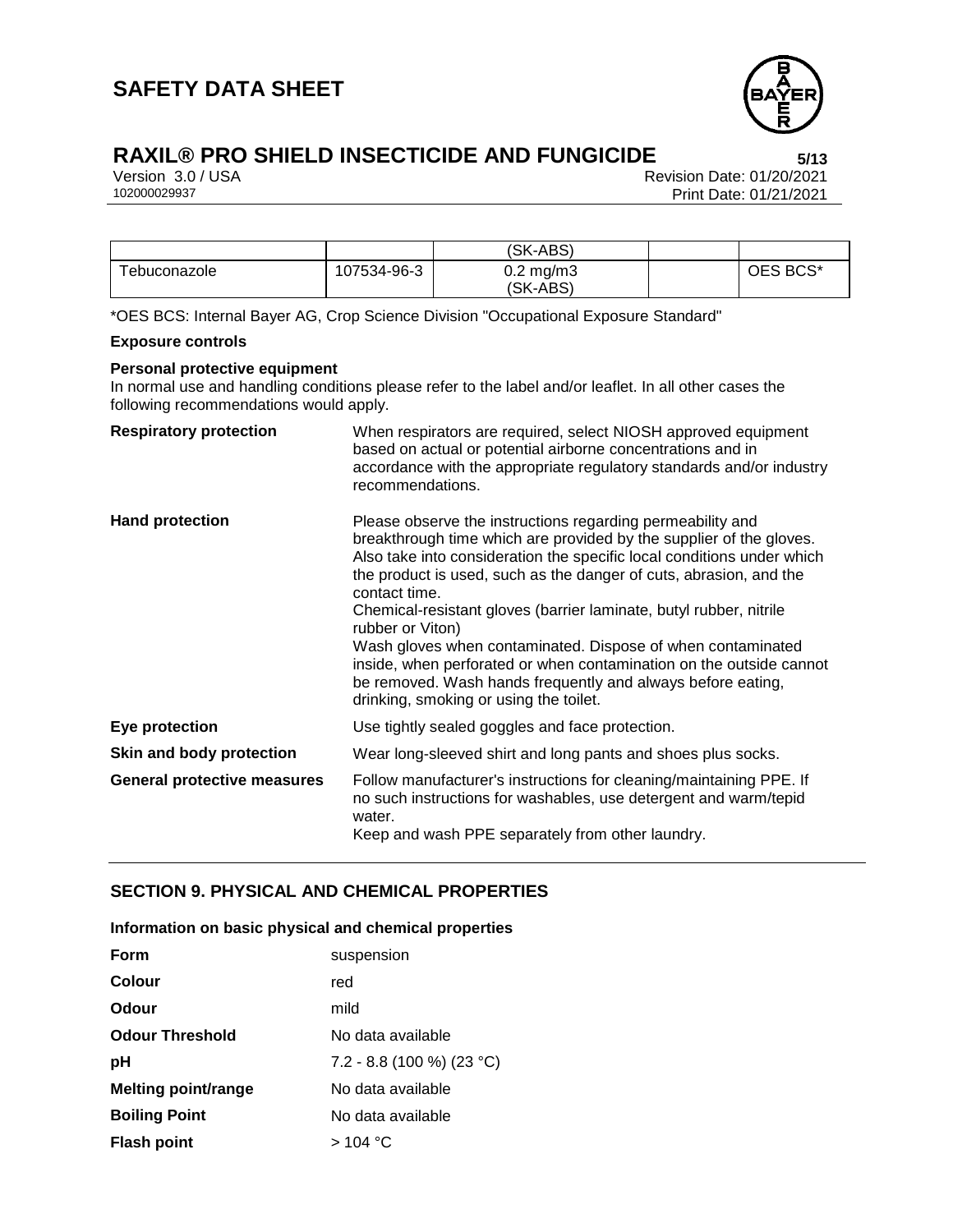| | | (SK-ABS) | | |
|---|---|---|---|---|
| Tebuconazole | 107534-96-3 | 0.2 mg/m3 (SK-ABS) | | OES BCS* |

*OES BCS: Internal Bayer AG, Crop Science Division "Occupational Exposure Standard"

**Exposure controls**

**Personal protective equipment**

In normal use and handling conditions please refer to the label and/or leaflet. In all other cases the following recommendations would apply.

**Respiratory protection**
When respirators are required, select NIOSH approved equipment based on actual or potential airborne concentrations and in accordance with the appropriate regulatory standards and/or industry recommendations.

**Hand protection**
Please observe the instructions regarding permeability and breakthrough time which are provided by the supplier of the gloves. Also take into consideration the specific local conditions under which the product is used, such as the danger of cuts, abrasion, and the contact time.
Chemical-resistant gloves (barrier laminate, butyl rubber, nitrile rubber or Viton)
Wash gloves when contaminated. Dispose of when contaminated inside, when perforated or when contamination on the outside cannot be removed. Wash hands frequently and always before eating, drinking, smoking or using the toilet.

**Eye protection**
Use tightly sealed goggles and face protection.

**Skin and body protection**
Wear long-sleeved shirt and long pants and shoes plus socks.

**General protective measures**
Follow manufacturer's instructions for cleaning/maintaining PPE. If no such instructions for washables, use detergent and warm/tepid water.
Keep and wash PPE separately from other laundry.

## SECTION 9. PHYSICAL AND CHEMICAL PROPERTIES

**Information on basic physical and chemical properties**

| | |
|---|---|
| **Form** | suspension |
| **Colour** | red |
| **Odour** | mild |
| **Odour Threshold** | No data available |
| **pH** | 7.2 - 8.8 (100 %) (23 °C) |
| **Melting point/range** | No data available |
| **Boiling Point** | No data available |
| **Flash point** | > 104 °C |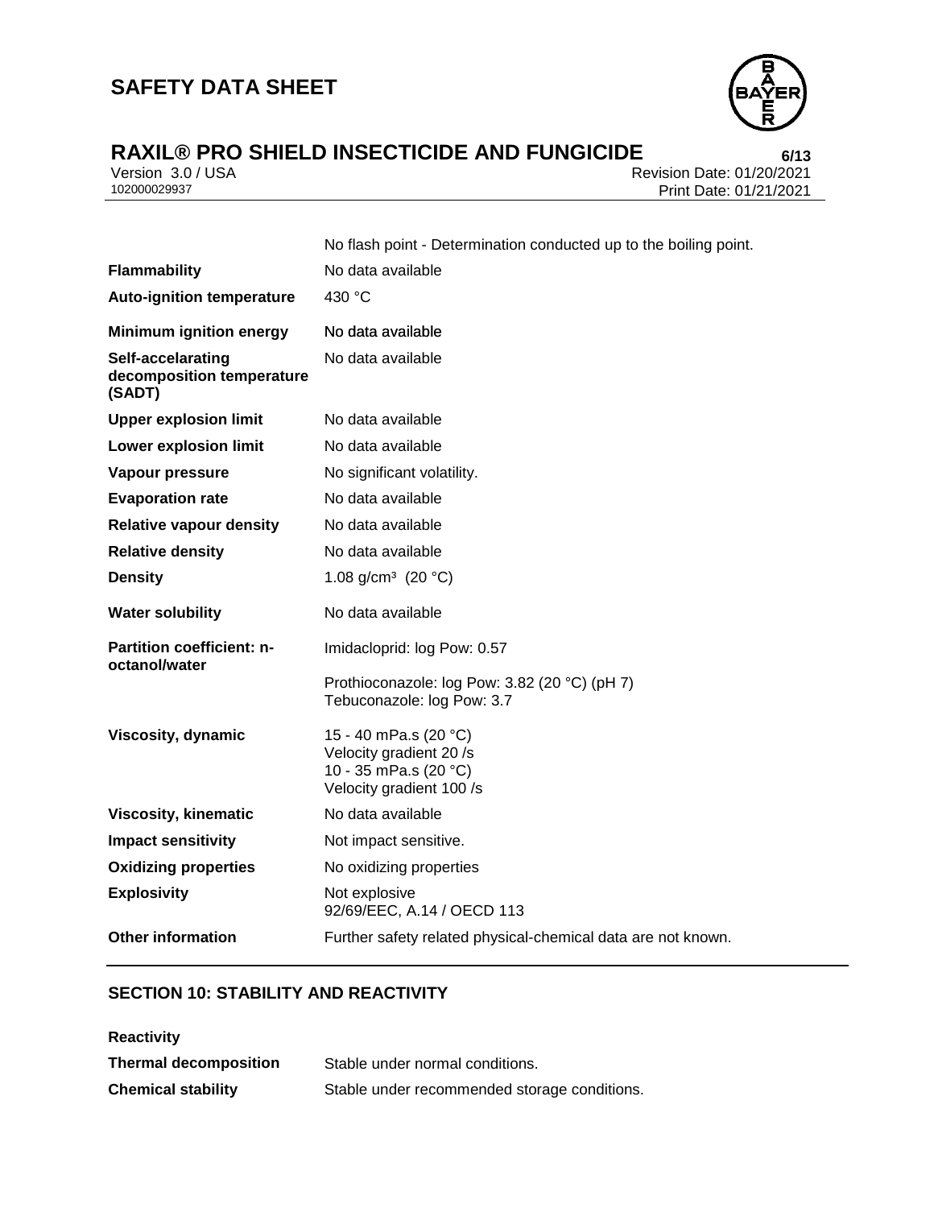| | |
|---|---|
| | No flash point - Determination conducted up to the boiling point. |
| **Flammability** | No data available |
| **Auto-ignition temperature** | 430 °C |
| **Minimum ignition energy** | No data available |
| **Self-accelarating decomposition temperature (SADT)** | No data available |
| **Upper explosion limit** | No data available |
| **Lower explosion limit** | No data available |
| **Vapour pressure** | No significant volatility. |
| **Evaporation rate** | No data available |
| **Relative vapour density** | No data available |
| **Relative density** | No data available |
| **Density** | 1.08 g/cm³ (20 °C) |
| **Water solubility** | No data available |
| **Partition coefficient: n-octanol/water** | Imidacloprid: log Pow: 0.57<br><br>Prothioconazole: log Pow: 3.82 (20 °C) (pH 7)<br>Tebuconazole: log Pow: 3.7 |
| **Viscosity, dynamic** | 15 - 40 mPa.s (20 °C)<br>Velocity gradient 20 /s<br>10 - 35 mPa.s (20 °C)<br>Velocity gradient 100 /s |
| **Viscosity, kinematic** | No data available |
| **Impact sensitivity** | Not impact sensitive. |
| **Oxidizing properties** | No oxidizing properties |
| **Explosivity** | Not explosive<br>92/69/EEC, A.14 / OECD 113 |
| **Other information** | Further safety related physical-chemical data are not known. |

## SECTION 10: STABILITY AND REACTIVITY

**Reactivity**

| | |
|---|---|
| **Thermal decomposition** | Stable under normal conditions. |
| **Chemical stability** | Stable under recommended storage conditions. |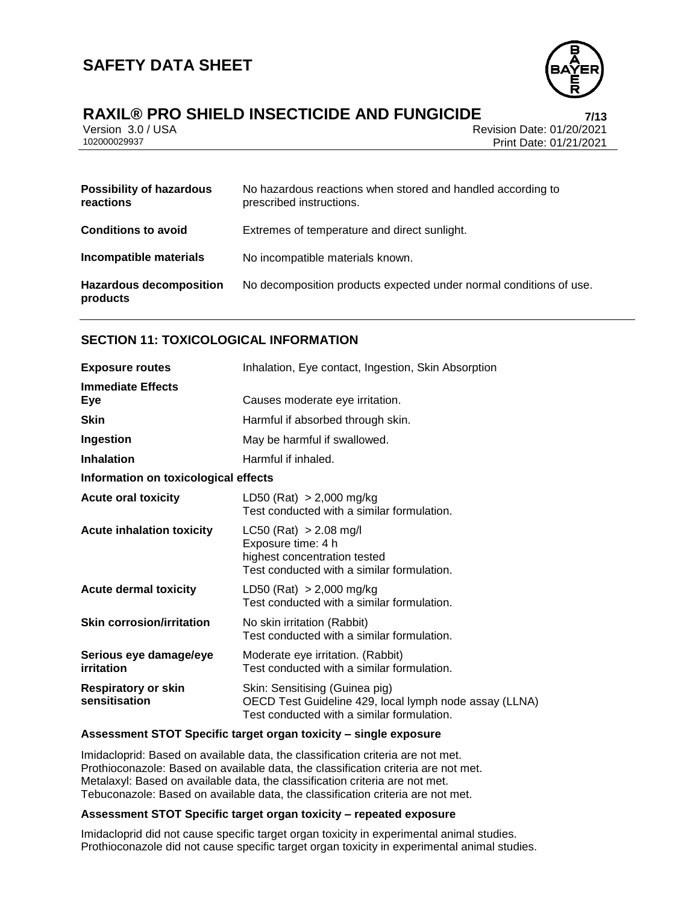| | |
|---|---|
| **Possibility of hazardous reactions** | No hazardous reactions when stored and handled according to prescribed instructions. |
| **Conditions to avoid** | Extremes of temperature and direct sunlight. |
| **Incompatible materials** | No incompatible materials known. |
| **Hazardous decomposition products** | No decomposition products expected under normal conditions of use. |

## SECTION 11: TOXICOLOGICAL INFORMATION

| | |
|---|---|
| **Exposure routes** | Inhalation, Eye contact, Ingestion, Skin Absorption |
| **Immediate Effects** | |
| **Eye** | Causes moderate eye irritation. |
| **Skin** | Harmful if absorbed through skin. |
| **Ingestion** | May be harmful if swallowed. |
| **Inhalation** | Harmful if inhaled. |

**Information on toxicological effects**

| | |
|---|---|
| **Acute oral toxicity** | LD50 (Rat) > 2,000 mg/kg<br>Test conducted with a similar formulation. |
| **Acute inhalation toxicity** | LC50 (Rat) > 2.08 mg/l<br>Exposure time: 4 h<br>highest concentration tested<br>Test conducted with a similar formulation. |
| **Acute dermal toxicity** | LD50 (Rat) > 2,000 mg/kg<br>Test conducted with a similar formulation. |
| **Skin corrosion/irritation** | No skin irritation (Rabbit)<br>Test conducted with a similar formulation. |
| **Serious eye damage/eye irritation** | Moderate eye irritation. (Rabbit)<br>Test conducted with a similar formulation. |
| **Respiratory or skin sensitisation** | Skin: Sensitising (Guinea pig)<br>OECD Test Guideline 429, local lymph node assay (LLNA)<br>Test conducted with a similar formulation. |

**Assessment STOT Specific target organ toxicity – single exposure**

Imidacloprid: Based on available data, the classification criteria are not met.
Prothioconazole: Based on available data, the classification criteria are not met.
Metalaxyl: Based on available data, the classification criteria are not met.
Tebuconazole: Based on available data, the classification criteria are not met.

**Assessment STOT Specific target organ toxicity – repeated exposure**

Imidacloprid did not cause specific target organ toxicity in experimental animal studies.
Prothioconazole did not cause specific target organ toxicity in experimental animal studies.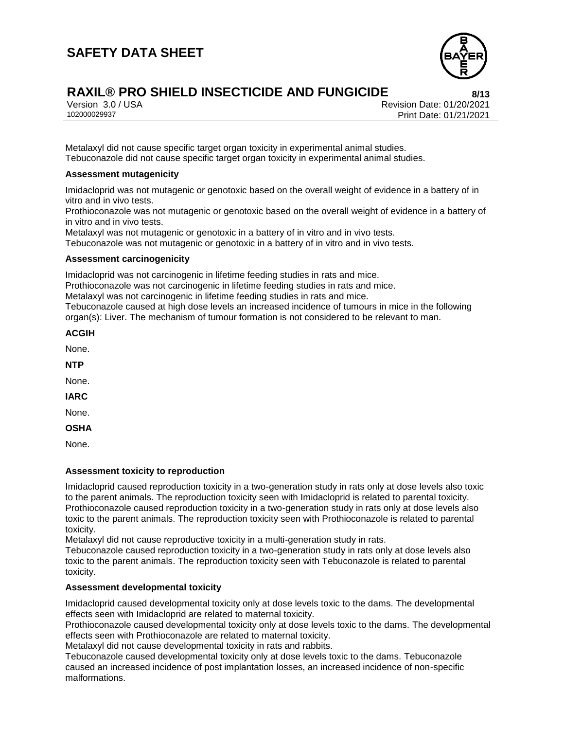Metalaxyl did not cause specific target organ toxicity in experimental animal studies.
Tebuconazole did not cause specific target organ toxicity in experimental animal studies.

**Assessment mutagenicity**

Imidacloprid was not mutagenic or genotoxic based on the overall weight of evidence in a battery of in vitro and in vivo tests.
Prothioconazole was not mutagenic or genotoxic based on the overall weight of evidence in a battery of in vitro and in vivo tests.
Metalaxyl was not mutagenic or genotoxic in a battery of in vitro and in vivo tests.
Tebuconazole was not mutagenic or genotoxic in a battery of in vitro and in vivo tests.

**Assessment carcinogenicity**

Imidacloprid was not carcinogenic in lifetime feeding studies in rats and mice.
Prothioconazole was not carcinogenic in lifetime feeding studies in rats and mice.
Metalaxyl was not carcinogenic in lifetime feeding studies in rats and mice.
Tebuconazole caused at high dose levels an increased incidence of tumours in mice in the following organ(s): Liver. The mechanism of tumour formation is not considered to be relevant to man.

**ACGIH**

None.

**NTP**

None.

**IARC**

None.

**OSHA**

None.

**Assessment toxicity to reproduction**

Imidacloprid caused reproduction toxicity in a two-generation study in rats only at dose levels also toxic to the parent animals. The reproduction toxicity seen with Imidacloprid is related to parental toxicity.
Prothioconazole caused reproduction toxicity in a two-generation study in rats only at dose levels also toxic to the parent animals. The reproduction toxicity seen with Prothioconazole is related to parental toxicity.
Metalaxyl did not cause reproductive toxicity in a multi-generation study in rats.
Tebuconazole caused reproduction toxicity in a two-generation study in rats only at dose levels also toxic to the parent animals. The reproduction toxicity seen with Tebuconazole is related to parental toxicity.

**Assessment developmental toxicity**

Imidacloprid caused developmental toxicity only at dose levels toxic to the dams. The developmental effects seen with Imidacloprid are related to maternal toxicity.
Prothioconazole caused developmental toxicity only at dose levels toxic to the dams. The developmental effects seen with Prothioconazole are related to maternal toxicity.
Metalaxyl did not cause developmental toxicity in rats and rabbits.
Tebuconazole caused developmental toxicity only at dose levels toxic to the dams. Tebuconazole caused an increased incidence of post implantation losses, an increased incidence of non-specific malformations.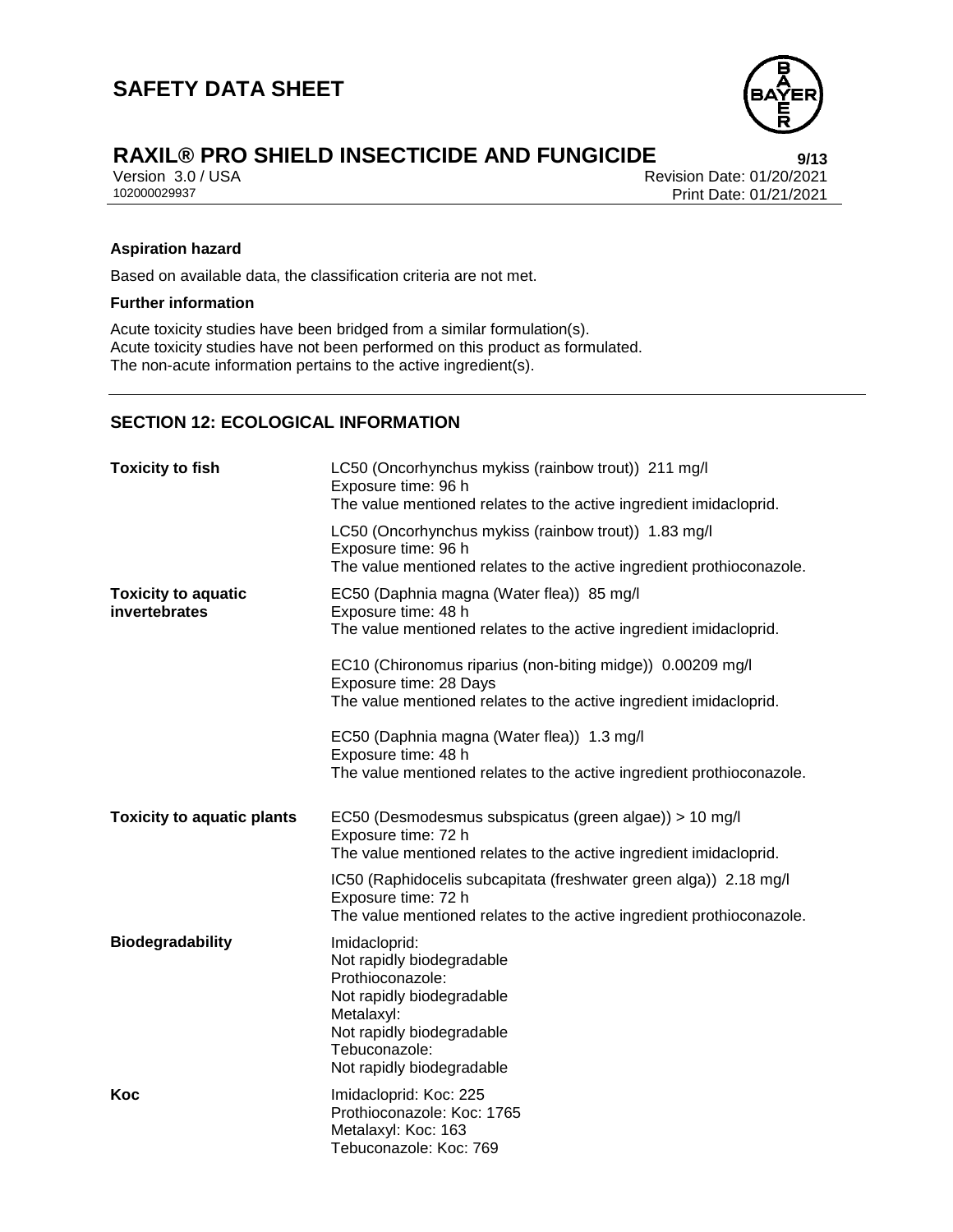**Aspiration hazard**

Based on available data, the classification criteria are not met.

**Further information**

Acute toxicity studies have been bridged from a similar formulation(s).
Acute toxicity studies have not been performed on this product as formulated.
The non-acute information pertains to the active ingredient(s).

## SECTION 12: ECOLOGICAL INFORMATION

| | |
|---|---|
| **Toxicity to fish** | LC50 (Oncorhynchus mykiss (rainbow trout)) 211 mg/l<br>Exposure time: 96 h<br>The value mentioned relates to the active ingredient imidacloprid. |
| | LC50 (Oncorhynchus mykiss (rainbow trout)) 1.83 mg/l<br>Exposure time: 96 h<br>The value mentioned relates to the active ingredient prothioconazole. |
| **Toxicity to aquatic invertebrates** | EC50 (Daphnia magna (Water flea)) 85 mg/l<br>Exposure time: 48 h<br>The value mentioned relates to the active ingredient imidacloprid. |
| | EC10 (Chironomus riparius (non-biting midge)) 0.00209 mg/l<br>Exposure time: 28 Days<br>The value mentioned relates to the active ingredient imidacloprid. |
| | EC50 (Daphnia magna (Water flea)) 1.3 mg/l<br>Exposure time: 48 h<br>The value mentioned relates to the active ingredient prothioconazole. |
| **Toxicity to aquatic plants** | EC50 (Desmodesmus subspicatus (green algae)) > 10 mg/l<br>Exposure time: 72 h<br>The value mentioned relates to the active ingredient imidacloprid. |
| | IC50 (Raphidocelis subcapitata (freshwater green alga)) 2.18 mg/l<br>Exposure time: 72 h<br>The value mentioned relates to the active ingredient prothioconazole. |
| **Biodegradability** | Imidacloprid:<br>Not rapidly biodegradable<br>Prothioconazole:<br>Not rapidly biodegradable<br>Metalaxyl:<br>Not rapidly biodegradable<br>Tebuconazole:<br>Not rapidly biodegradable |
| **Koc** | Imidacloprid: Koc: 225<br>Prothioconazole: Koc: 1765<br>Metalaxyl: Koc: 163<br>Tebuconazole: Koc: 769 |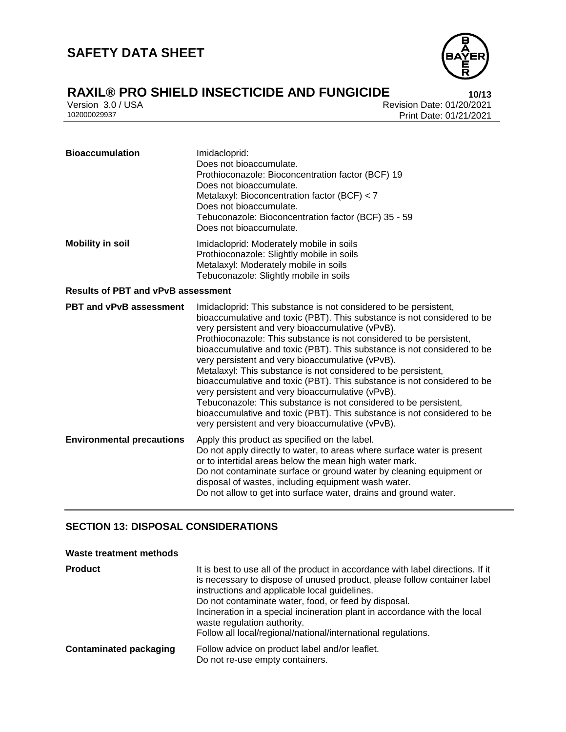| | |
|---|---|
| **Bioaccumulation** | Imidacloprid:<br>Does not bioaccumulate.<br>Prothioconazole: Bioconcentration factor (BCF) 19<br>Does not bioaccumulate.<br>Metalaxyl: Bioconcentration factor (BCF) < 7<br>Does not bioaccumulate.<br>Tebuconazole: Bioconcentration factor (BCF) 35 - 59<br>Does not bioaccumulate. |
| **Mobility in soil** | Imidacloprid: Moderately mobile in soils<br>Prothioconazole: Slightly mobile in soils<br>Metalaxyl: Moderately mobile in soils<br>Tebuconazole: Slightly mobile in soils |

**Results of PBT and vPvB assessment**

| | |
|---|---|
| **PBT and vPvB assessment** | Imidacloprid: This substance is not considered to be persistent, bioaccumulative and toxic (PBT). This substance is not considered to be very persistent and very bioaccumulative (vPvB).<br>Prothioconazole: This substance is not considered to be persistent, bioaccumulative and toxic (PBT). This substance is not considered to be very persistent and very bioaccumulative (vPvB).<br>Metalaxyl: This substance is not considered to be persistent, bioaccumulative and toxic (PBT). This substance is not considered to be very persistent and very bioaccumulative (vPvB).<br>Tebuconazole: This substance is not considered to be persistent, bioaccumulative and toxic (PBT). This substance is not considered to be very persistent and very bioaccumulative (vPvB). |
| **Environmental precautions** | Apply this product as specified on the label.<br>Do not apply directly to water, to areas where surface water is present or to intertidal areas below the mean high water mark.<br>Do not contaminate surface or ground water by cleaning equipment or disposal of wastes, including equipment wash water.<br>Do not allow to get into surface water, drains and ground water. |

## SECTION 13: DISPOSAL CONSIDERATIONS

**Waste treatment methods**

| | |
|---|---|
| **Product** | It is best to use all of the product in accordance with label directions. If it is necessary to dispose of unused product, please follow container label instructions and applicable local guidelines.<br>Do not contaminate water, food, or feed by disposal.<br>Incineration in a special incineration plant in accordance with the local waste regulation authority.<br>Follow all local/regional/national/international regulations. |
| **Contaminated packaging** | Follow advice on product label and/or leaflet.<br>Do not re-use empty containers. |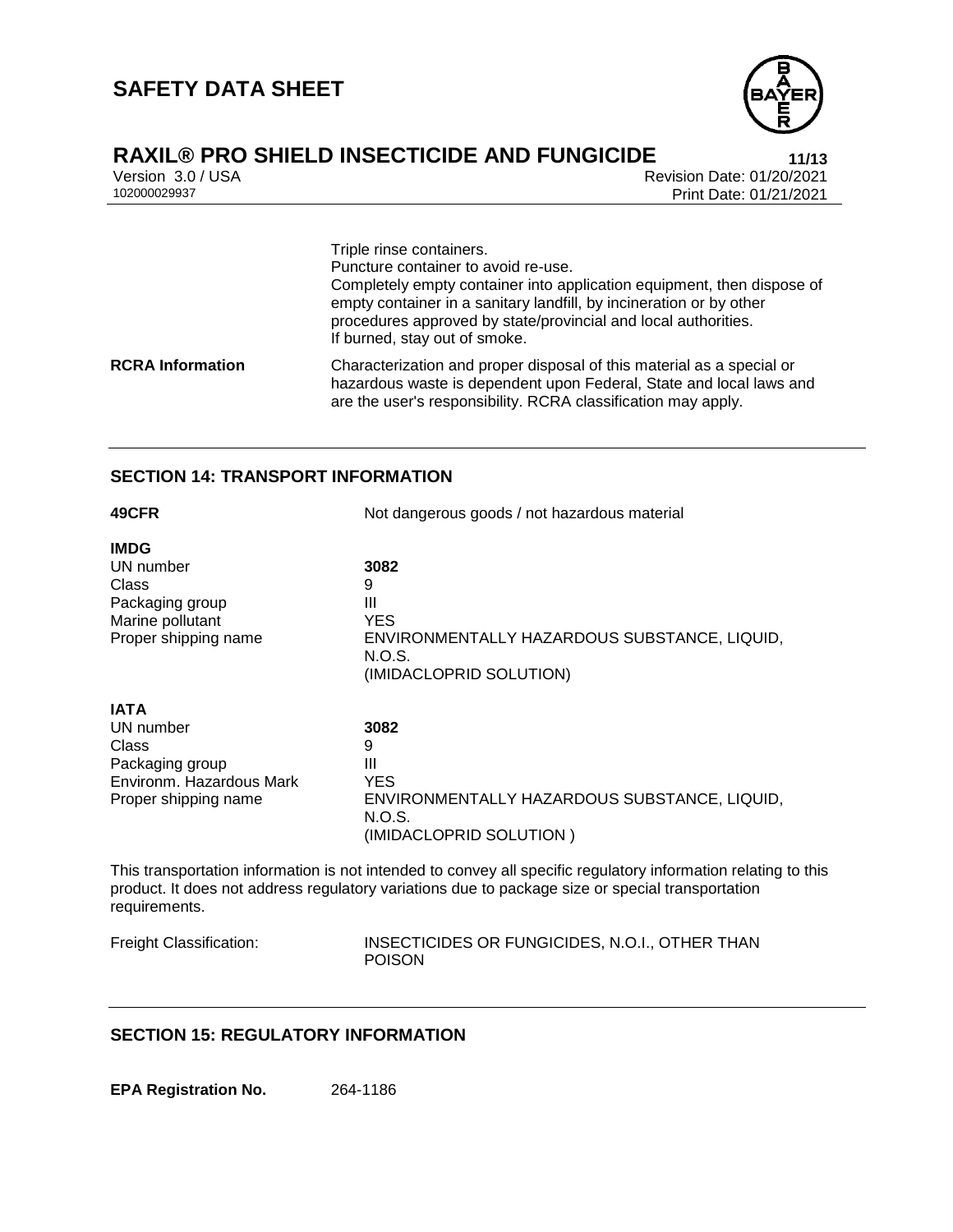| | |
|---|---|
| | Triple rinse containers.<br>Puncture container to avoid re-use.<br>Completely empty container into application equipment, then dispose of empty container in a sanitary landfill, by incineration or by other procedures approved by state/provincial and local authorities.<br>If burned, stay out of smoke. |
| **RCRA Information** | Characterization and proper disposal of this material as a special or hazardous waste is dependent upon Federal, State and local laws and are the user's responsibility. RCRA classification may apply. |

## SECTION 14: TRANSPORT INFORMATION

| | |
|---|---|
| **49CFR** | Not dangerous goods / not hazardous material |

**IMDG**

| | |
|---|---|
| UN number | **3082** |
| Class | 9 |
| Packaging group | III |
| Marine pollutant | YES |
| Proper shipping name | ENVIRONMENTALLY HAZARDOUS SUBSTANCE, LIQUID, N.O.S.<br>(IMIDACLOPRID SOLUTION) |

**IATA**

| | |
|---|---|
| UN number | **3082** |
| Class | 9 |
| Packaging group | III |
| Environm. Hazardous Mark | YES |
| Proper shipping name | ENVIRONMENTALLY HAZARDOUS SUBSTANCE, LIQUID, N.O.S.<br>(IMIDACLOPRID SOLUTION ) |

This transportation information is not intended to convey all specific regulatory information relating to this product. It does not address regulatory variations due to package size or special transportation requirements.

| | |
|---|---|
| Freight Classification: | INSECTICIDES OR FUNGICIDES, N.O.I., OTHER THAN POISON |

## SECTION 15: REGULATORY INFORMATION

| | |
|---|---|
| **EPA Registration No.** | 264-1186 |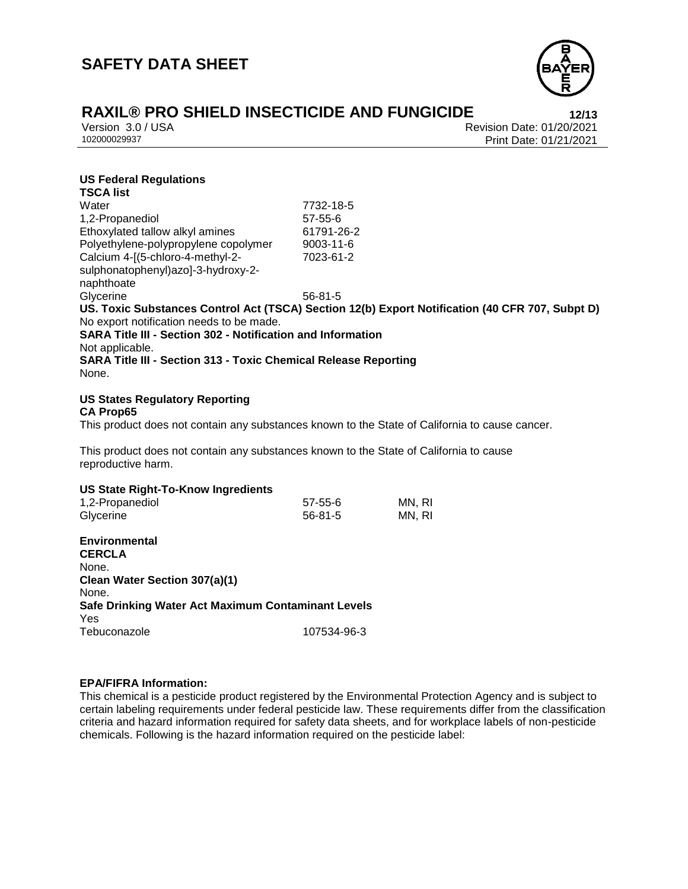**US Federal Regulations**

**TSCA list**

| | |
|---|---|
| Water | 7732-18-5 |
| 1,2-Propanediol | 57-55-6 |
| Ethoxylated tallow alkyl amines | 61791-26-2 |
| Polyethylene-polypropylene copolymer | 9003-11-6 |
| Calcium 4-[(5-chloro-4-methyl-2-sulphonatophenyl)azo]-3-hydroxy-2-naphthoate | 7023-61-2 |
| Glycerine | 56-81-5 |

**US. Toxic Substances Control Act (TSCA) Section 12(b) Export Notification (40 CFR 707, Subpt D)**

No export notification needs to be made.

**SARA Title III - Section 302 - Notification and Information**

Not applicable.

**SARA Title III - Section 313 - Toxic Chemical Release Reporting**

None.

**US States Regulatory Reporting**

**CA Prop65**

This product does not contain any substances known to the State of California to cause cancer.

This product does not contain any substances known to the State of California to cause reproductive harm.

**US State Right-To-Know Ingredients**

| | | |
|---|---|---|
| 1,2-Propanediol | 57-55-6 | MN, RI |
| Glycerine | 56-81-5 | MN, RI |

**Environmental**

**CERCLA**

None.

**Clean Water Section 307(a)(1)**

None.

**Safe Drinking Water Act Maximum Contaminant Levels**

Yes

| | |
|---|---|
| Tebuconazole | 107534-96-3 |

**EPA/FIFRA Information:**

This chemical is a pesticide product registered by the Environmental Protection Agency and is subject to certain labeling requirements under federal pesticide law. These requirements differ from the classification criteria and hazard information required for safety data sheets, and for workplace labels of non-pesticide chemicals. Following is the hazard information required on the pesticide label: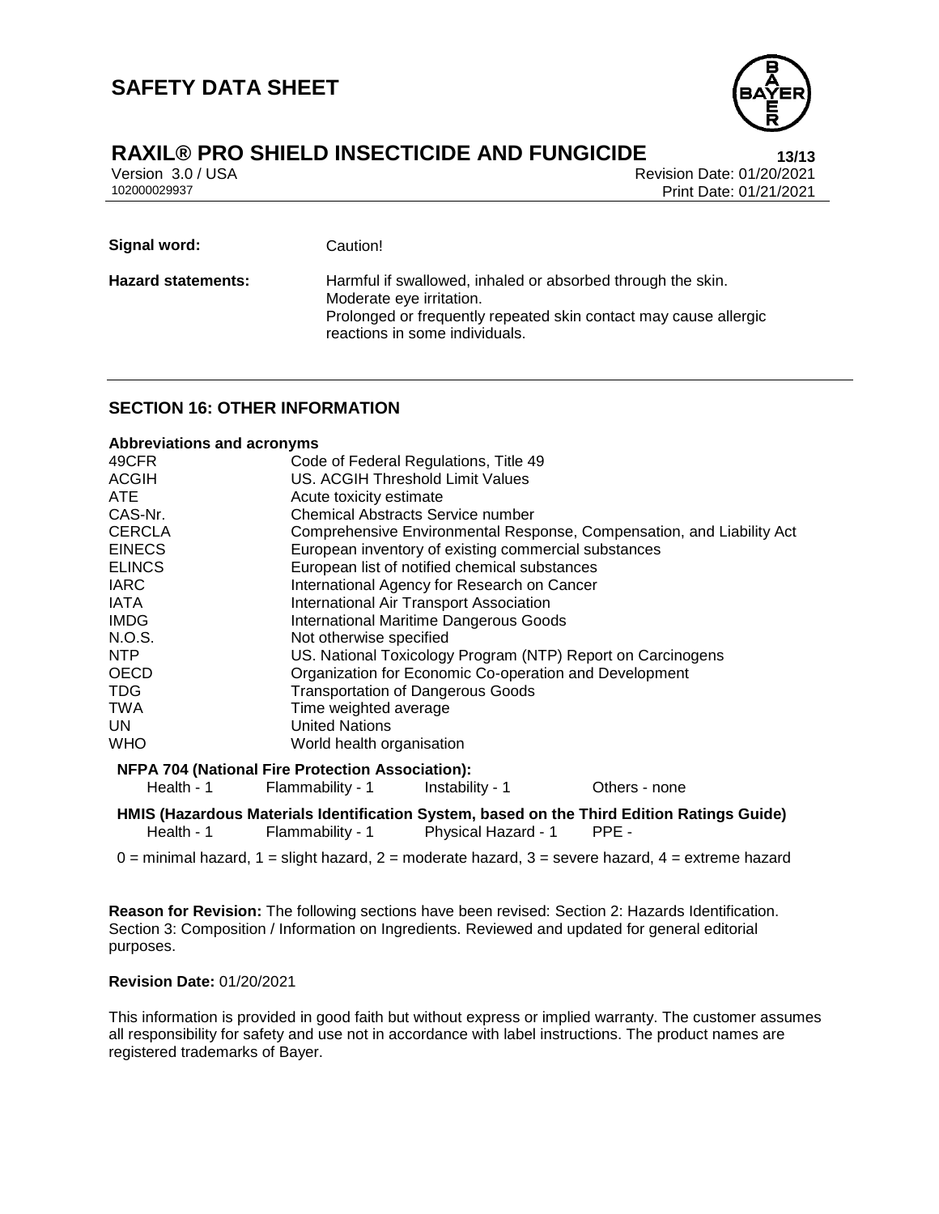**Signal word:** Caution!

**Hazard statements:** Harmful if swallowed, inhaled or absorbed through the skin.
Moderate eye irritation.
Prolonged or frequently repeated skin contact may cause allergic reactions in some individuals.

## SECTION 16: OTHER INFORMATION

**Abbreviations and acronyms**

| | |
|---|---|
| 49CFR | Code of Federal Regulations, Title 49 |
| ACGIH | US. ACGIH Threshold Limit Values |
| ATE | Acute toxicity estimate |
| CAS-Nr. | Chemical Abstracts Service number |
| CERCLA | Comprehensive Environmental Response, Compensation, and Liability Act |
| EINECS | European inventory of existing commercial substances |
| ELINCS | European list of notified chemical substances |
| IARC | International Agency for Research on Cancer |
| IATA | International Air Transport Association |
| IMDG | International Maritime Dangerous Goods |
| N.O.S. | Not otherwise specified |
| NTP | US. National Toxicology Program (NTP) Report on Carcinogens |
| OECD | Organization for Economic Co-operation and Development |
| TDG | Transportation of Dangerous Goods |
| TWA | Time weighted average |
| UN | United Nations |
| WHO | World health organisation |

**NFPA 704 (National Fire Protection Association):**

| | | | |
|---|---|---|---|
| Health - 1 | Flammability - 1 | Instability - 1 | Others - none |

**HMIS (Hazardous Materials Identification System, based on the Third Edition Ratings Guide)**

| | | | |
|---|---|---|---|
| Health - 1 | Flammability - 1 | Physical Hazard - 1 | PPE - |

0 = minimal hazard, 1 = slight hazard, 2 = moderate hazard, 3 = severe hazard, 4 = extreme hazard

**Reason for Revision:** The following sections have been revised: Section 2: Hazards Identification. Section 3: Composition / Information on Ingredients. Reviewed and updated for general editorial purposes.

**Revision Date:** 01/20/2021

This information is provided in good faith but without express or implied warranty. The customer assumes all responsibility for safety and use not in accordance with label instructions. The product names are registered trademarks of Bayer.